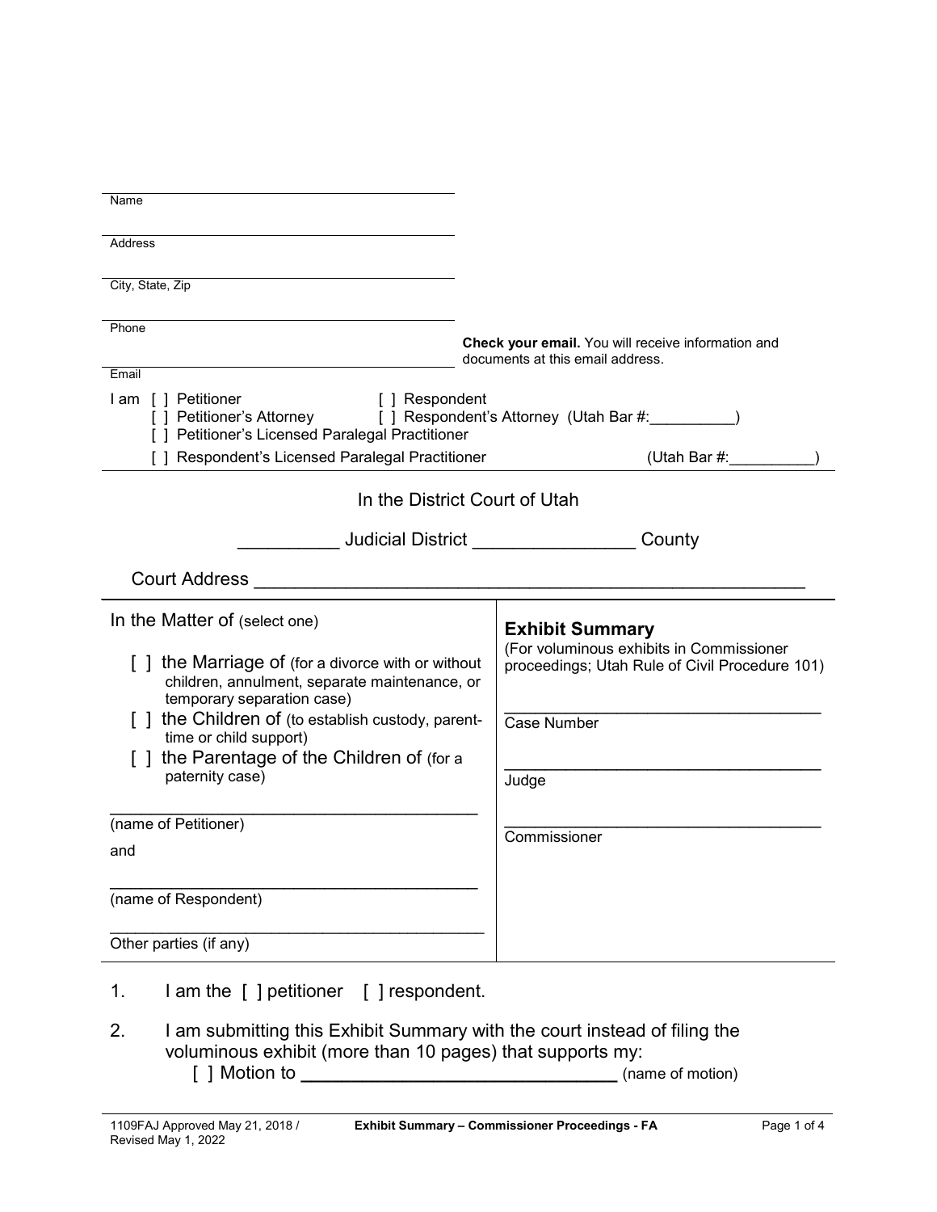______________________________
Name

______________________________
Address

______________________________
City, State, Zip

______________________________
Phone

______________________________
Email

**Check your email.** You will receive information and documents at this email address.

I am [ ] Petitioner [ ] Respondent
[ ] Petitioner's Attorney [ ] Respondent's Attorney (Utah Bar #:__________)
[ ] Petitioner's Licensed Paralegal Practitioner
[ ] Respondent's Licensed Paralegal Practitioner (Utah Bar #:__________)

In the District Court of Utah

__________ Judicial District ________________ County

Court Address _______________________________________________________

| In the Matter of (select one) | **Exhibit Summary** (For voluminous exhibits in Commissioner proceedings; Utah Rule of Civil Procedure 101) |
|---|---|
| [ ] the Marriage of (for a divorce with or without children, annulment, separate maintenance, or temporary separation case) | ______________________________ Case Number |
| [ ] the Children of (to establish custody, parent-time or child support) | ______________________________ Judge |
| [ ] the Parentage of the Children of (for a paternity case) | ______________________________ Commissioner |
| ______________________________ (name of Petitioner) | |
| and | |
| ______________________________ (name of Respondent) | |
| ______________________________ Other parties (if any) | |

1. I am the [ ] petitioner [ ] respondent.

2. I am submitting this Exhibit Summary with the court instead of filing the voluminous exhibit (more than 10 pages) that supports my:
   [ ] Motion to ______________________________ (name of motion)

1109FAJ Approved May 21, 2018 / Revised May 1, 2022 — Exhibit Summary – Commissioner Proceedings - FA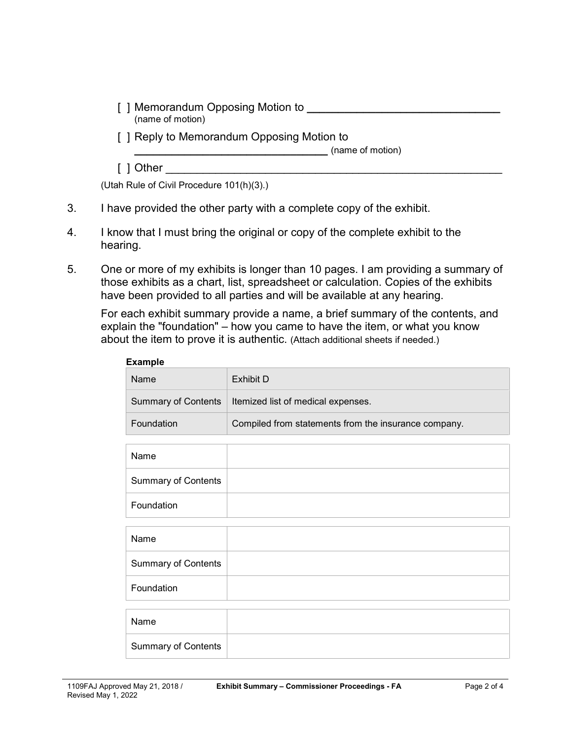[ ] Memorandum Opposing Motion to ______________________________
(name of motion)

[ ] Reply to Memorandum Opposing Motion to
______________________________ (name of motion)

[ ] Other ________________________________________________________

(Utah Rule of Civil Procedure 101(h)(3).)

3. I have provided the other party with a complete copy of the exhibit.

4. I know that I must bring the original or copy of the complete exhibit to the hearing.

5. One or more of my exhibits is longer than 10 pages. I am providing a summary of those exhibits as a chart, list, spreadsheet or calculation. Copies of the exhibits have been provided to all parties and will be available at any hearing.

   For each exhibit summary provide a name, a brief summary of the contents, and explain the "foundation" – how you came to have the item, or what you know about the item to prove it is authentic. (Attach additional sheets if needed.)

**Example**

| Name | Exhibit D |
|---|---|
| Summary of Contents | Itemized list of medical expenses. |
| Foundation | Compiled from statements from the insurance company. |

| Name | |
|---|---|
| Summary of Contents | |
| Foundation | |

| Name | |
|---|---|
| Summary of Contents | |
| Foundation | |

| Name | |
|---|---|
| Summary of Contents | |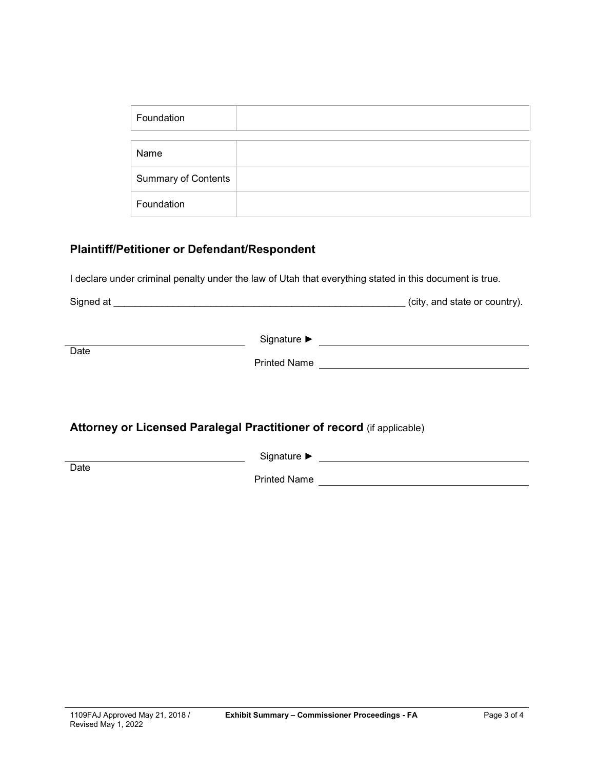| Foundation | |
|---|---|

| Name | |
|---|---|
| Summary of Contents | |
| Foundation | |

### Plaintiff/Petitioner or Defendant/Respondent

I declare under criminal penalty under the law of Utah that everything stated in this document is true.

Signed at ______________________________________________________ (city, and state or country).

| | |
|---|---|
| ______________________________ | Signature ► ______________________________ |
| Date | Printed Name ______________________________ |

### Attorney or Licensed Paralegal Practitioner of record (if applicable)

| | |
|---|---|
| ______________________________ | Signature ► ______________________________ |
| Date | Printed Name ______________________________ |

1109FAJ Approved May 21, 2018 / Revised May 1, 2022 **Exhibit Summary – Commissioner Proceedings - FA**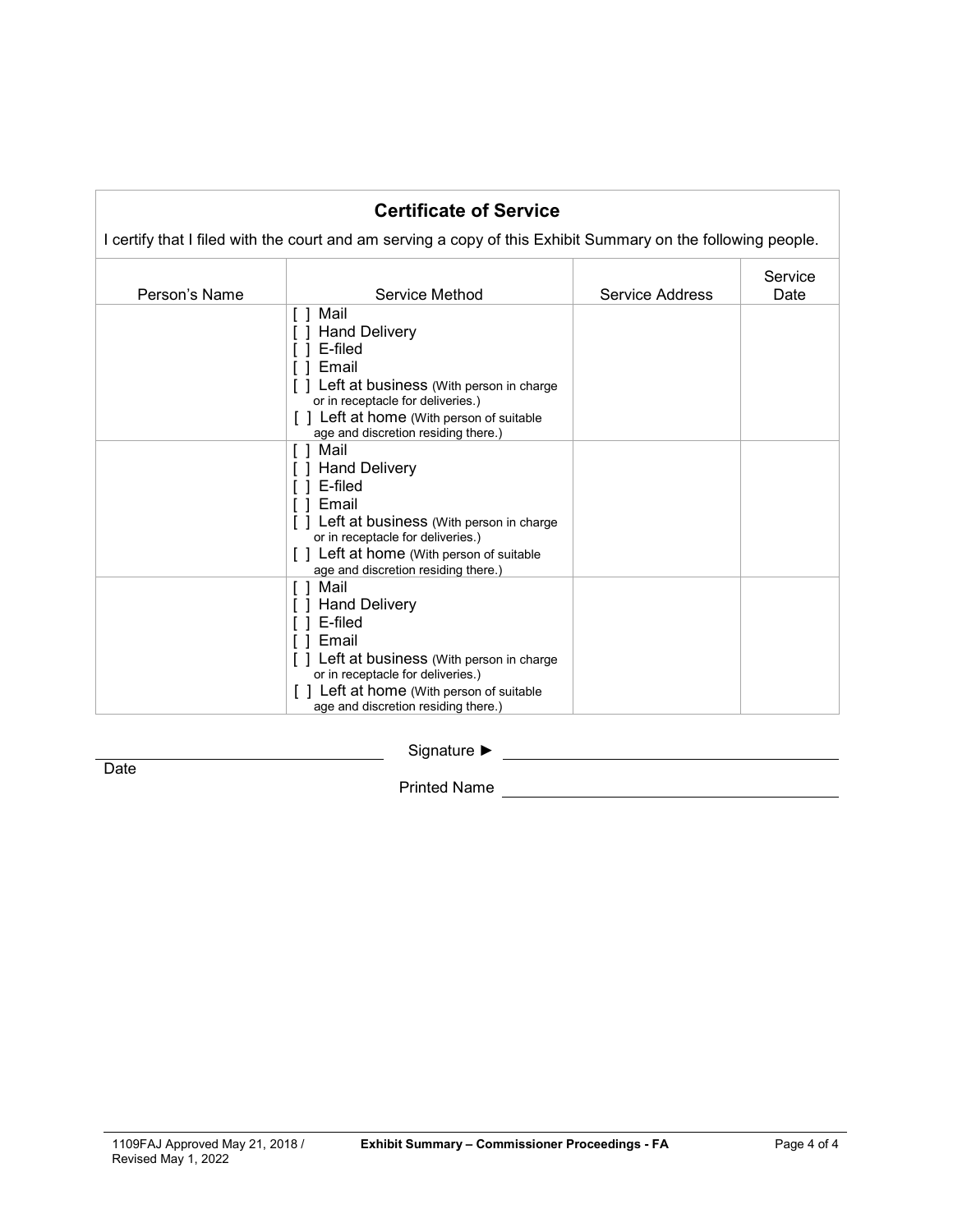## Certificate of Service

I certify that I filed with the court and am serving a copy of this Exhibit Summary on the following people.

| Person's Name | Service Method | Service Address | Service Date |
|---|---|---|---|
| | [ ] Mail<br>[ ] Hand Delivery<br>[ ] E-filed<br>[ ] Email<br>[ ] Left at business (With person in charge or in receptacle for deliveries.)<br>[ ] Left at home (With person of suitable age and discretion residing there.) | | |
| | [ ] Mail<br>[ ] Hand Delivery<br>[ ] E-filed<br>[ ] Email<br>[ ] Left at business (With person in charge or in receptacle for deliveries.)<br>[ ] Left at home (With person of suitable age and discretion residing there.) | | |
| | [ ] Mail<br>[ ] Hand Delivery<br>[ ] E-filed<br>[ ] Email<br>[ ] Left at business (With person in charge or in receptacle for deliveries.)<br>[ ] Left at home (With person of suitable age and discretion residing there.) | | |

_______________________________ Signature ► _______________________________

Date

Printed Name _______________________________

1109FAJ Approved May 21, 2018 / Revised May 1, 2022 — Exhibit Summary – Commissioner Proceedings - FA